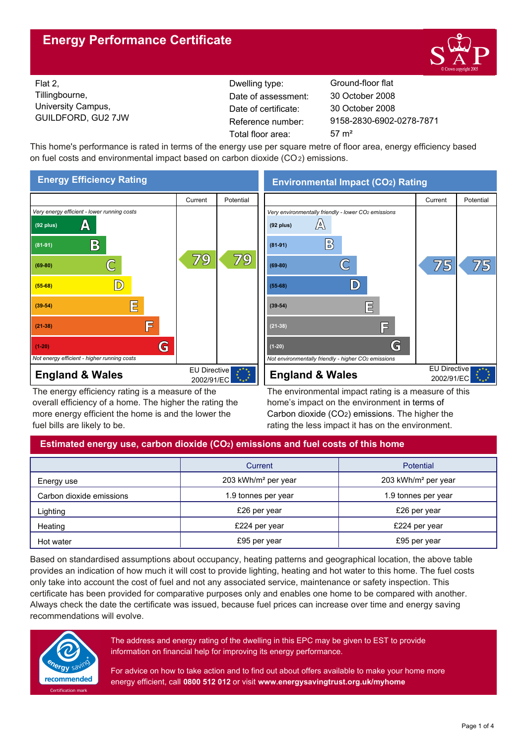# Energy Performance Certificate

Flat 2,
Tillingbourne,
University Campus,
GUILDFORD, GU2 7JW

| | |
|---|---|
| Dwelling type: | Ground-floor flat |
| Date of assessment: | 30 October 2008 |
| Date of certificate: | 30 October 2008 |
| Reference number: | 9158-2830-6902-0278-7871 |
| Total floor area: | 57 m² |

This home's performance is rated in terms of the energy use per square metre of floor area, energy efficiency based on fuel costs and environmental impact based on carbon dioxide ($CO_2$) emissions.

## Energy Efficiency Rating

| | Current | Potential |
|---|---|---|
| *Very energy efficient - lower running costs* | | |
| (92 plus) A | | |
| (81-91) B | | |
| (69-80) C | 79 | 79 |
| (55-68) D | | |
| (39-54) E | | |
| (21-38) F | | |
| (1-20) G | | |
| *Not energy efficient - higher running costs* | | |

**England & Wales** — EU Directive 2002/91/EC

The energy efficiency rating is a measure of the overall efficiency of a home. The higher the rating the more energy efficient the home is and the lower the fuel bills are likely to be.

## Environmental Impact ($CO_2$) Rating

| | Current | Potential |
|---|---|---|
| *Very environmentally friendly - lower $CO_2$ emissions* | | |
| (92 plus) A | | |
| (81-91) B | | |
| (69-80) C | 75 | 75 |
| (55-68) D | | |
| (39-54) E | | |
| (21-38) F | | |
| (1-20) G | | |
| *Not environmentally friendly - higher $CO_2$ emissions* | | |

**England & Wales** — EU Directive 2002/91/EC

The environmental impact rating is a measure of this home's impact on the environment in terms of Carbon dioxide ($CO_2$) emissions. The higher the rating the less impact it has on the environment.

## Estimated energy use, carbon dioxide ($CO_2$) emissions and fuel costs of this home

| | Current | Potential |
|---|---|---|
| Energy use | 203 kWh/m² per year | 203 kWh/m² per year |
| Carbon dioxide emissions | 1.9 tonnes per year | 1.9 tonnes per year |
| Lighting | £26 per year | £26 per year |
| Heating | £224 per year | £224 per year |
| Hot water | £95 per year | £95 per year |

Based on standardised assumptions about occupancy, heating patterns and geographical location, the above table provides an indication of how much it will cost to provide lighting, heating and hot water to this home. The fuel costs only take into account the cost of fuel and not any associated service, maintenance or safety inspection. This certificate has been provided for comparative purposes only and enables one home to be compared with another. Always check the date the certificate was issued, because fuel prices can increase over time and energy saving recommendations will evolve.

energy saving recommended — Certification mark

The address and energy rating of the dwelling in this EPC may be given to EST to provide information on financial help for improving its energy performance.

For advice on how to take action and to find out about offers available to make your home more energy efficient, call **0800 512 012** or visit **www.energysavingtrust.org.uk/myhome**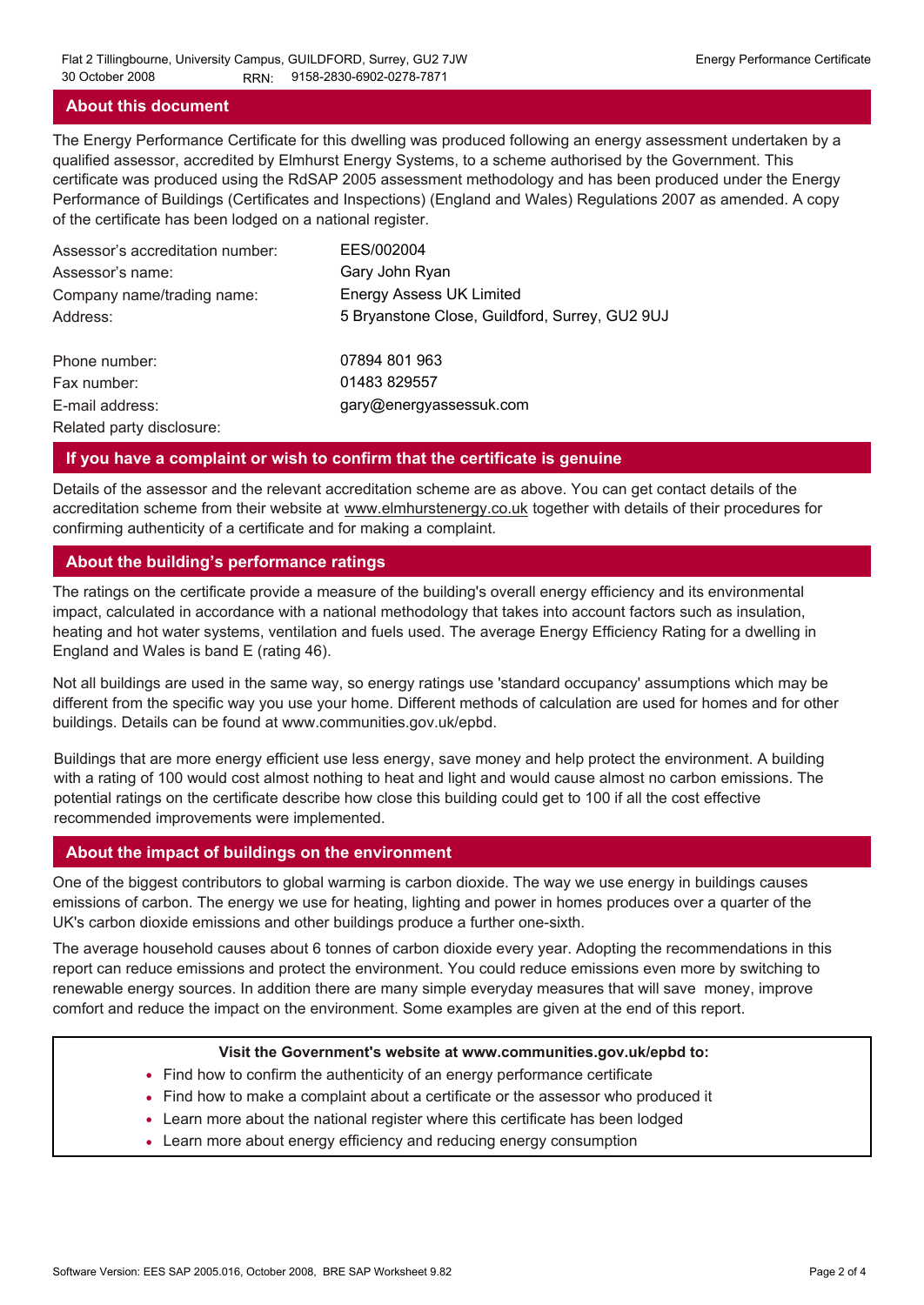## About this document

The Energy Performance Certificate for this dwelling was produced following an energy assessment undertaken by a qualified assessor, accredited by Elmhurst Energy Systems, to a scheme authorised by the Government. This certificate was produced using the RdSAP 2005 assessment methodology and has been produced under the Energy Performance of Buildings (Certificates and Inspections) (England and Wales) Regulations 2007 as amended. A copy of the certificate has been lodged on a national register.

| | |
|---|---|
| Assessor's accreditation number: | EES/002004 |
| Assessor's name: | Gary John Ryan |
| Company name/trading name: | Energy Assess UK Limited |
| Address: | 5 Bryanstone Close, Guildford, Surrey, GU2 9UJ |
| Phone number: | 07894 801 963 |
| Fax number: | 01483 829557 |
| E-mail address: | gary@energyassessuk.com |
| Related party disclosure: | |

## If you have a complaint or wish to confirm that the certificate is genuine

Details of the assessor and the relevant accreditation scheme are as above. You can get contact details of the accreditation scheme from their website at www.elmhurstenergy.co.uk together with details of their procedures for confirming authenticity of a certificate and for making a complaint.

## About the building's performance ratings

The ratings on the certificate provide a measure of the building's overall energy efficiency and its environmental impact, calculated in accordance with a national methodology that takes into account factors such as insulation, heating and hot water systems, ventilation and fuels used. The average Energy Efficiency Rating for a dwelling in England and Wales is band E (rating 46).

Not all buildings are used in the same way, so energy ratings use 'standard occupancy' assumptions which may be different from the specific way you use your home. Different methods of calculation are used for homes and for other buildings. Details can be found at www.communities.gov.uk/epbd.

Buildings that are more energy efficient use less energy, save money and help protect the environment. A building with a rating of 100 would cost almost nothing to heat and light and would cause almost no carbon emissions. The potential ratings on the certificate describe how close this building could get to 100 if all the cost effective recommended improvements were implemented.

## About the impact of buildings on the environment

One of the biggest contributors to global warming is carbon dioxide. The way we use energy in buildings causes emissions of carbon. The energy we use for heating, lighting and power in homes produces over a quarter of the UK's carbon dioxide emissions and other buildings produce a further one-sixth.

The average household causes about 6 tonnes of carbon dioxide every year. Adopting the recommendations in this report can reduce emissions and protect the environment. You could reduce emissions even more by switching to renewable energy sources. In addition there are many simple everyday measures that will save money, improve comfort and reduce the impact on the environment. Some examples are given at the end of this report.

**Visit the Government's website at www.communities.gov.uk/epbd to:**

- Find how to confirm the authenticity of an energy performance certificate
- Find how to make a complaint about a certificate or the assessor who produced it
- Learn more about the national register where this certificate has been lodged
- Learn more about energy efficiency and reducing energy consumption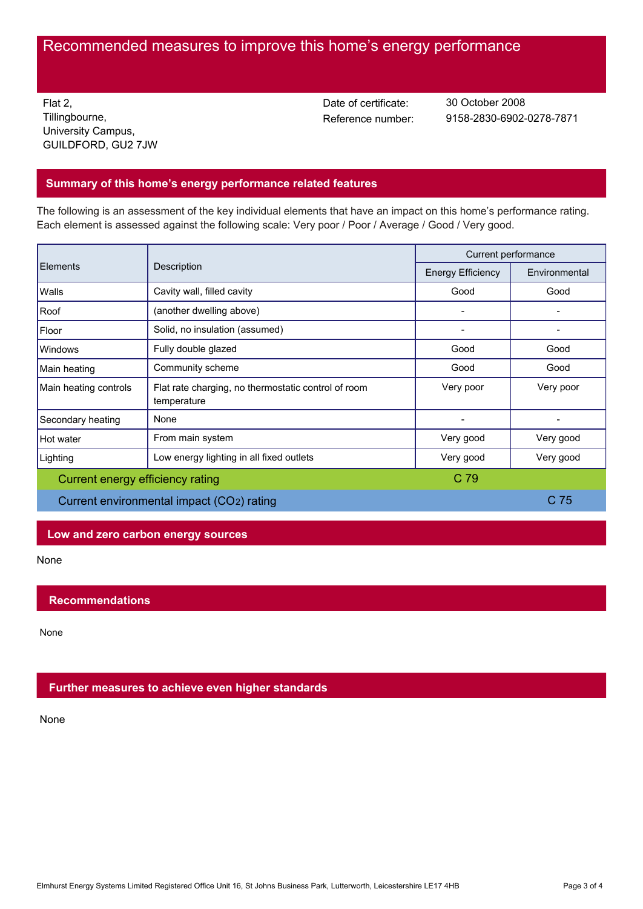# Recommended measures to improve this home's energy performance

Flat 2,
Tillingbourne,
University Campus,
GUILDFORD, GU2 7JW

Date of certificate: 30 October 2008
Reference number: 9158-2830-6902-0278-7871

## Summary of this home's energy performance related features

The following is an assessment of the key individual elements that have an impact on this home's performance rating. Each element is assessed against the following scale: Very poor / Poor / Average / Good / Very good.

| Elements | Description | Current performance | |
|---|---|---|---|
| | | Energy Efficiency | Environmental |
| Walls | Cavity wall, filled cavity | Good | Good |
| Roof | (another dwelling above) | - | - |
| Floor | Solid, no insulation (assumed) | - | - |
| Windows | Fully double glazed | Good | Good |
| Main heating | Community scheme | Good | Good |
| Main heating controls | Flat rate charging, no thermostatic control of room temperature | Very poor | Very poor |
| Secondary heating | None | - | - |
| Hot water | From main system | Very good | Very good |
| Lighting | Low energy lighting in all fixed outlets | Very good | Very good |
| Current energy efficiency rating | | C 79 | |
| Current environmental impact ($CO_2$) rating | | | C 75 |

## Low and zero carbon energy sources

None

## Recommendations

None

## Further measures to achieve even higher standards

None

Elmhurst Energy Systems Limited Registered Office Unit 16, St Johns Business Park, Lutterworth, Leicestershire LE17 4HB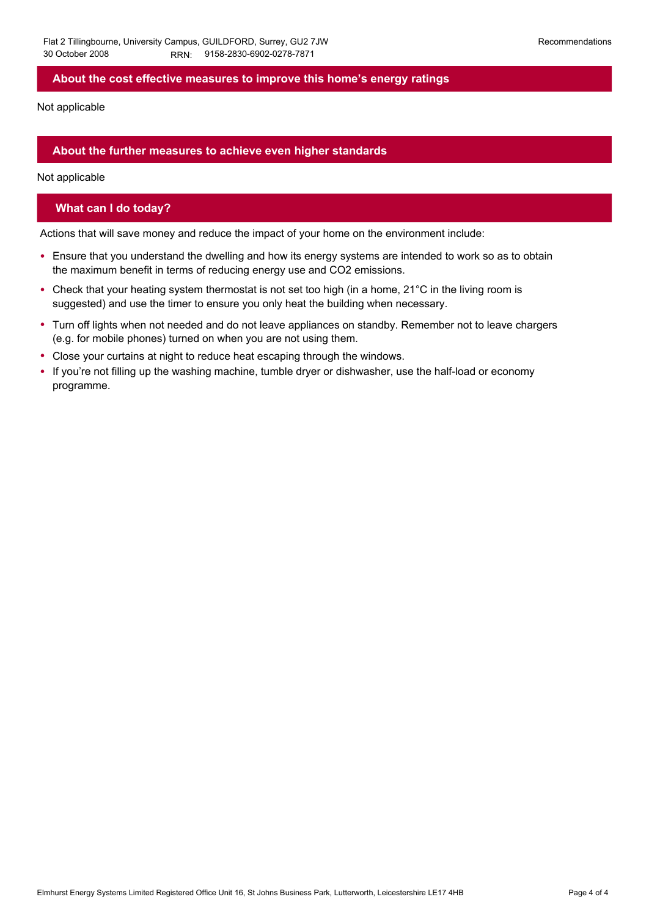## About the cost effective measures to improve this home's energy ratings

Not applicable

## About the further measures to achieve even higher standards

Not applicable

## What can I do today?

Actions that will save money and reduce the impact of your home on the environment include:

- Ensure that you understand the dwelling and how its energy systems are intended to work so as to obtain the maximum benefit in terms of reducing energy use and $CO_2$ emissions.
- Check that your heating system thermostat is not set too high (in a home, 21°C in the living room is suggested) and use the timer to ensure you only heat the building when necessary.
- Turn off lights when not needed and do not leave appliances on standby. Remember not to leave chargers (e.g. for mobile phones) turned on when you are not using them.
- Close your curtains at night to reduce heat escaping through the windows.
- If you're not filling up the washing machine, tumble dryer or dishwasher, use the half-load or economy programme.